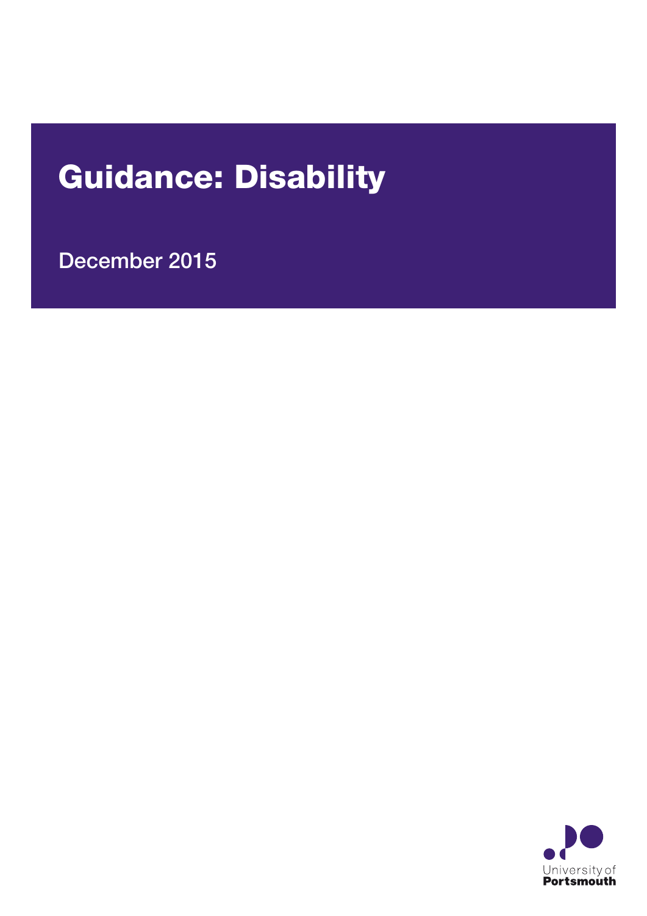# Guidance: Disability

December 2015

University of Portsmouth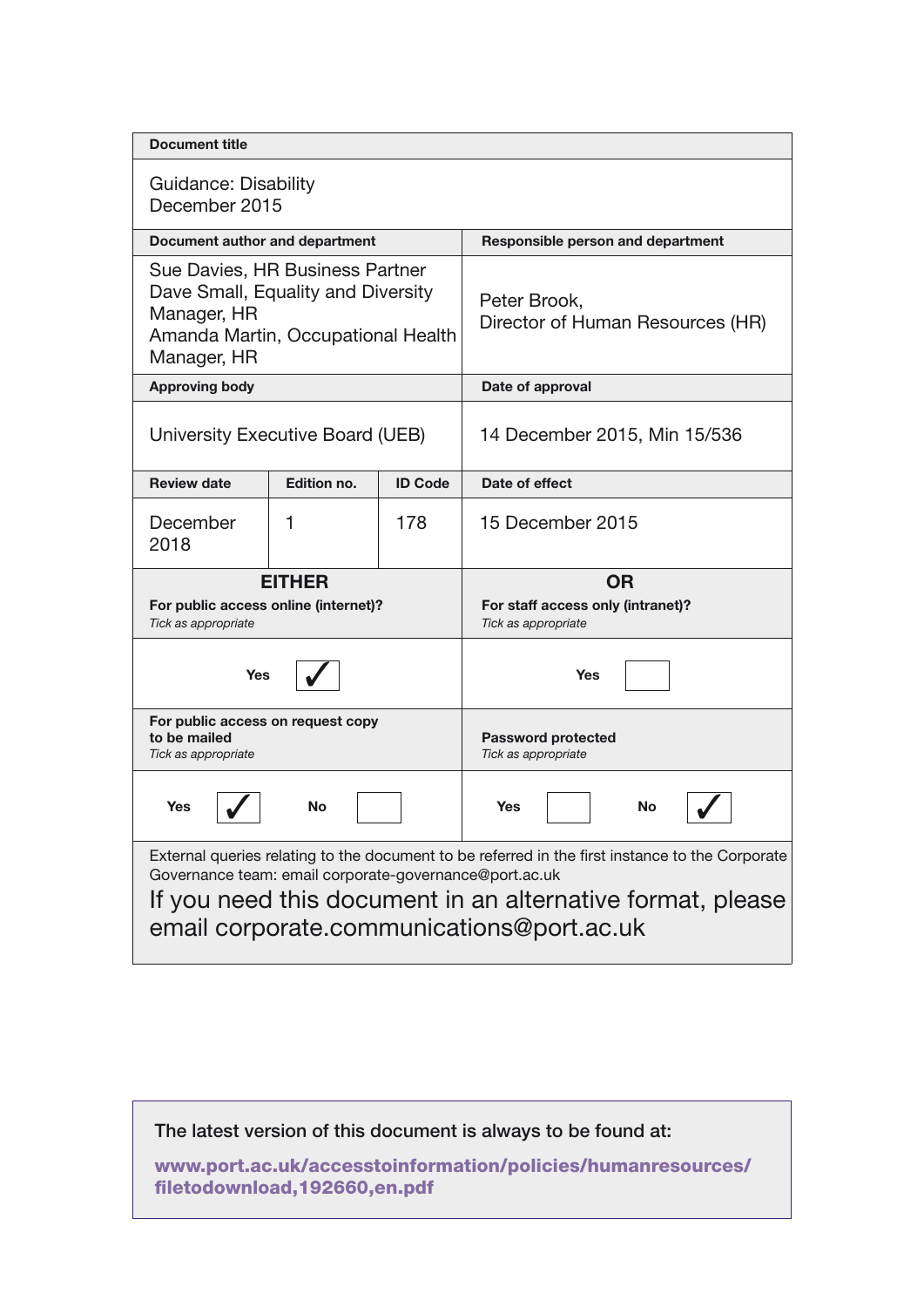| Document title | | | |
|---|---|---|---|
| Guidance: Disability<br>December 2015 | | | |
| **Document author and department** | | | **Responsible person and department** |
| Sue Davies, HR Business Partner<br>Dave Small, Equality and Diversity Manager, HR<br>Amanda Martin, Occupational Health Manager, HR | | | Peter Brook,<br>Director of Human Resources (HR) |
| **Approving body** | | | **Date of approval** |
| University Executive Board (UEB) | | | 14 December 2015, Min 15/536 |
| **Review date** | **Edition no.** | **ID Code** | **Date of effect** |
| December 2018 | 1 | 178 | 15 December 2015 |

| **EITHER**<br>**For public access online (internet)?**<br>*Tick as appropriate* | **OR**<br>**For staff access only (intranet)?**<br>*Tick as appropriate* |
|---|---|
| **Yes** ✓ | **Yes** ☐ |
| **For public access on request copy to be mailed**<br>*Tick as appropriate* | **Password protected**<br>*Tick as appropriate* |
| **Yes** ✓ **No** ☐ | **Yes** ☐ **No** ✓ |

External queries relating to the document to be referred in the first instance to the Corporate Governance team: email corporate-governance@port.ac.uk

If you need this document in an alternative format, please email corporate.communications@port.ac.uk

The latest version of this document is always to be found at:

**www.port.ac.uk/accesstoinformation/policies/humanresources/filetodownload,192660,en.pdf**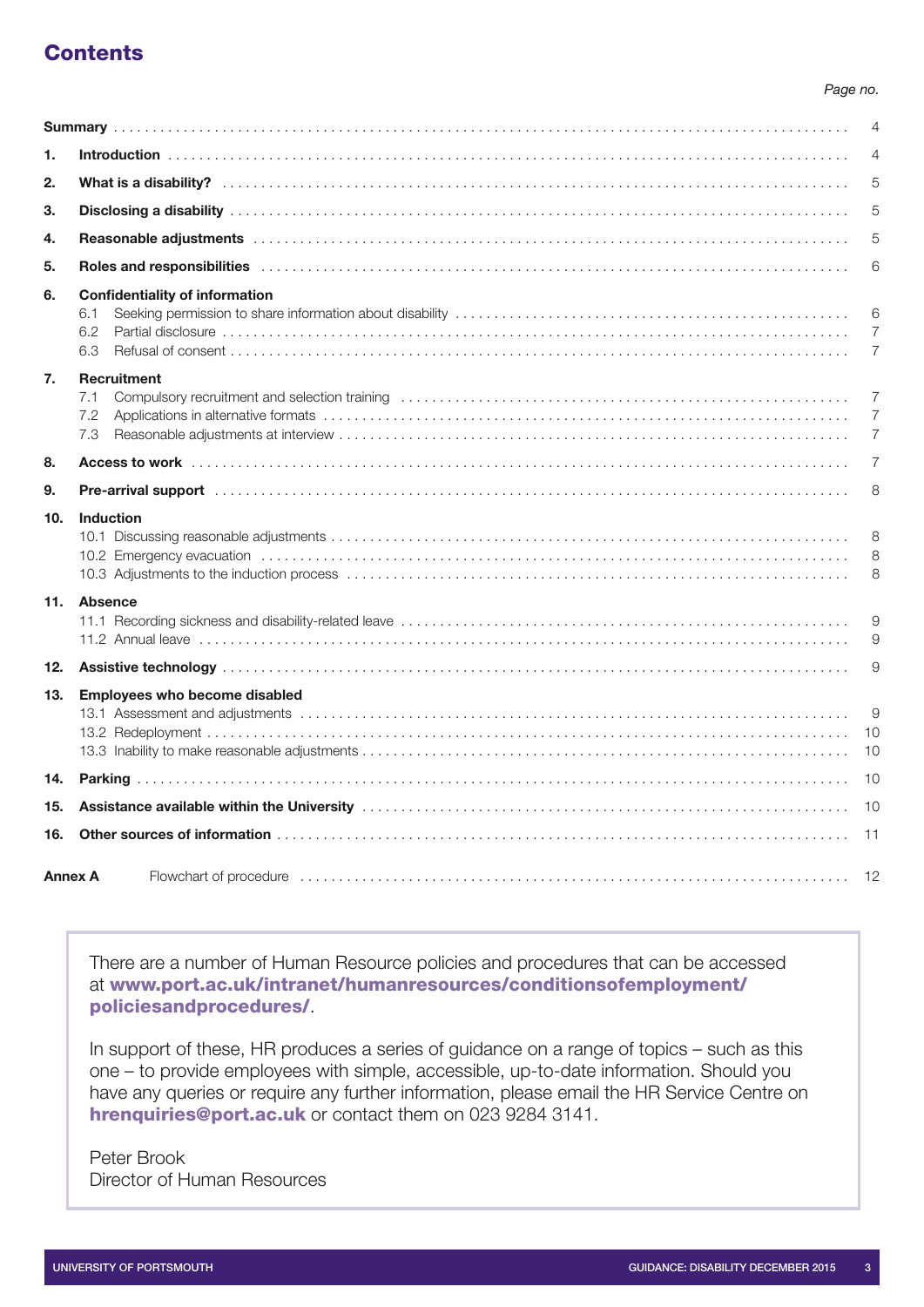# Contents

*Page no.*

| | | |
|---|---|---|
| **Summary** | | 4 |
| **1.** | **Introduction** | 4 |
| **2.** | **What is a disability?** | 5 |
| **3.** | **Disclosing a disability** | 5 |
| **4.** | **Reasonable adjustments** | 5 |
| **5.** | **Roles and responsibilities** | 6 |
| **6.** | **Confidentiality of information** | |
| | 6.1 Seeking permission to share information about disability | 6 |
| | 6.2 Partial disclosure | 7 |
| | 6.3 Refusal of consent | 7 |
| **7.** | **Recruitment** | |
| | 7.1 Compulsory recruitment and selection training | 7 |
| | 7.2 Applications in alternative formats | 7 |
| | 7.3 Reasonable adjustments at interview | 7 |
| **8.** | **Access to work** | 7 |
| **9.** | **Pre-arrival support** | 8 |
| **10.** | **Induction** | |
| | 10.1 Discussing reasonable adjustments | 8 |
| | 10.2 Emergency evacuation | 8 |
| | 10.3 Adjustments to the induction process | 8 |
| **11.** | **Absence** | |
| | 11.1 Recording sickness and disability-related leave | 9 |
| | 11.2 Annual leave | 9 |
| **12.** | **Assistive technology** | 9 |
| **13.** | **Employees who become disabled** | |
| | 13.1 Assessment and adjustments | 9 |
| | 13.2 Redeployment | 10 |
| | 13.3 Inability to make reasonable adjustments | 10 |
| **14.** | **Parking** | 10 |
| **15.** | **Assistance available within the University** | 10 |
| **16.** | **Other sources of information** | 11 |
| **Annex A** | Flowchart of procedure | 12 |

There are a number of Human Resource policies and procedures that can be accessed at **www.port.ac.uk/intranet/humanresources/conditionsofemployment/policiesandprocedures/**.

In support of these, HR produces a series of guidance on a range of topics – such as this one – to provide employees with simple, accessible, up-to-date information. Should you have any queries or require any further information, please email the HR Service Centre on **hrenquiries@port.ac.uk** or contact them on 023 9284 3141.

Peter Brook
Director of Human Resources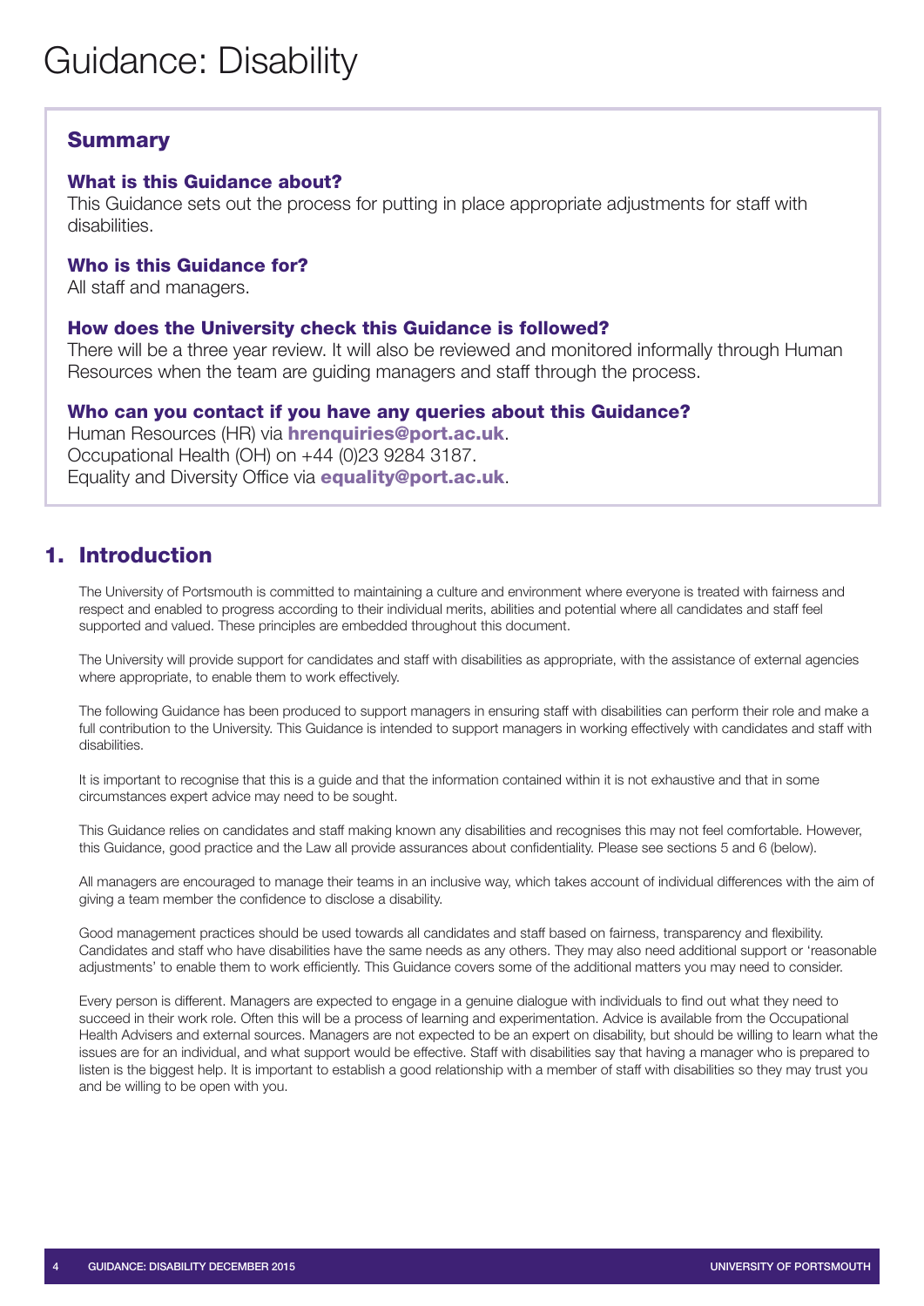# Guidance: Disability

## Summary

### What is this Guidance about?

This Guidance sets out the process for putting in place appropriate adjustments for staff with disabilities.

### Who is this Guidance for?

All staff and managers.

### How does the University check this Guidance is followed?

There will be a three year review. It will also be reviewed and monitored informally through Human Resources when the team are guiding managers and staff through the process.

### Who can you contact if you have any queries about this Guidance?

Human Resources (HR) via **hrenquiries@port.ac.uk**.
Occupational Health (OH) on +44 (0)23 9284 3187.
Equality and Diversity Office via **equality@port.ac.uk**.

## 1. Introduction

The University of Portsmouth is committed to maintaining a culture and environment where everyone is treated with fairness and respect and enabled to progress according to their individual merits, abilities and potential where all candidates and staff feel supported and valued. These principles are embedded throughout this document.

The University will provide support for candidates and staff with disabilities as appropriate, with the assistance of external agencies where appropriate, to enable them to work effectively.

The following Guidance has been produced to support managers in ensuring staff with disabilities can perform their role and make a full contribution to the University. This Guidance is intended to support managers in working effectively with candidates and staff with disabilities.

It is important to recognise that this is a guide and that the information contained within it is not exhaustive and that in some circumstances expert advice may need to be sought.

This Guidance relies on candidates and staff making known any disabilities and recognises this may not feel comfortable. However, this Guidance, good practice and the Law all provide assurances about confidentiality. Please see sections 5 and 6 (below).

All managers are encouraged to manage their teams in an inclusive way, which takes account of individual differences with the aim of giving a team member the confidence to disclose a disability.

Good management practices should be used towards all candidates and staff based on fairness, transparency and flexibility. Candidates and staff who have disabilities have the same needs as any others. They may also need additional support or 'reasonable adjustments' to enable them to work efficiently. This Guidance covers some of the additional matters you may need to consider.

Every person is different. Managers are expected to engage in a genuine dialogue with individuals to find out what they need to succeed in their work role. Often this will be a process of learning and experimentation. Advice is available from the Occupational Health Advisers and external sources. Managers are not expected to be an expert on disability, but should be willing to learn what the issues are for an individual, and what support would be effective. Staff with disabilities say that having a manager who is prepared to listen is the biggest help. It is important to establish a good relationship with a member of staff with disabilities so they may trust you and be willing to be open with you.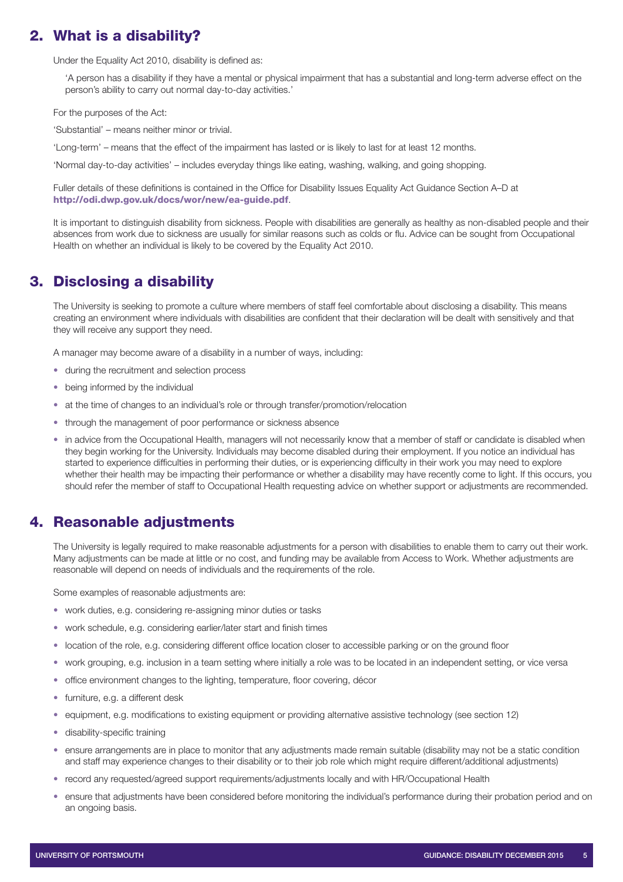## 2. What is a disability?

Under the Equality Act 2010, disability is defined as:

> 'A person has a disability if they have a mental or physical impairment that has a substantial and long-term adverse effect on the person's ability to carry out normal day-to-day activities.'

For the purposes of the Act:

'Substantial' – means neither minor or trivial.

'Long-term' – means that the effect of the impairment has lasted or is likely to last for at least 12 months.

'Normal day-to-day activities' – includes everyday things like eating, washing, walking, and going shopping.

Fuller details of these definitions is contained in the Office for Disability Issues Equality Act Guidance Section A–D at **http://odi.dwp.gov.uk/docs/wor/new/ea-guide.pdf**.

It is important to distinguish disability from sickness. People with disabilities are generally as healthy as non-disabled people and their absences from work due to sickness are usually for similar reasons such as colds or flu. Advice can be sought from Occupational Health on whether an individual is likely to be covered by the Equality Act 2010.

## 3. Disclosing a disability

The University is seeking to promote a culture where members of staff feel comfortable about disclosing a disability. This means creating an environment where individuals with disabilities are confident that their declaration will be dealt with sensitively and that they will receive any support they need.

A manager may become aware of a disability in a number of ways, including:

- during the recruitment and selection process
- being informed by the individual
- at the time of changes to an individual's role or through transfer/promotion/relocation
- through the management of poor performance or sickness absence
- in advice from the Occupational Health, managers will not necessarily know that a member of staff or candidate is disabled when they begin working for the University. Individuals may become disabled during their employment. If you notice an individual has started to experience difficulties in performing their duties, or is experiencing difficulty in their work you may need to explore whether their health may be impacting their performance or whether a disability may have recently come to light. If this occurs, you should refer the member of staff to Occupational Health requesting advice on whether support or adjustments are recommended.

## 4. Reasonable adjustments

The University is legally required to make reasonable adjustments for a person with disabilities to enable them to carry out their work. Many adjustments can be made at little or no cost, and funding may be available from Access to Work. Whether adjustments are reasonable will depend on needs of individuals and the requirements of the role.

Some examples of reasonable adjustments are:

- work duties, e.g. considering re-assigning minor duties or tasks
- work schedule, e.g. considering earlier/later start and finish times
- location of the role, e.g. considering different office location closer to accessible parking or on the ground floor
- work grouping, e.g. inclusion in a team setting where initially a role was to be located in an independent setting, or vice versa
- office environment changes to the lighting, temperature, floor covering, décor
- furniture, e.g. a different desk
- equipment, e.g. modifications to existing equipment or providing alternative assistive technology (see section 12)
- disability-specific training
- ensure arrangements are in place to monitor that any adjustments made remain suitable (disability may not be a static condition and staff may experience changes to their disability or to their job role which might require different/additional adjustments)
- record any requested/agreed support requirements/adjustments locally and with HR/Occupational Health
- ensure that adjustments have been considered before monitoring the individual's performance during their probation period and on an ongoing basis.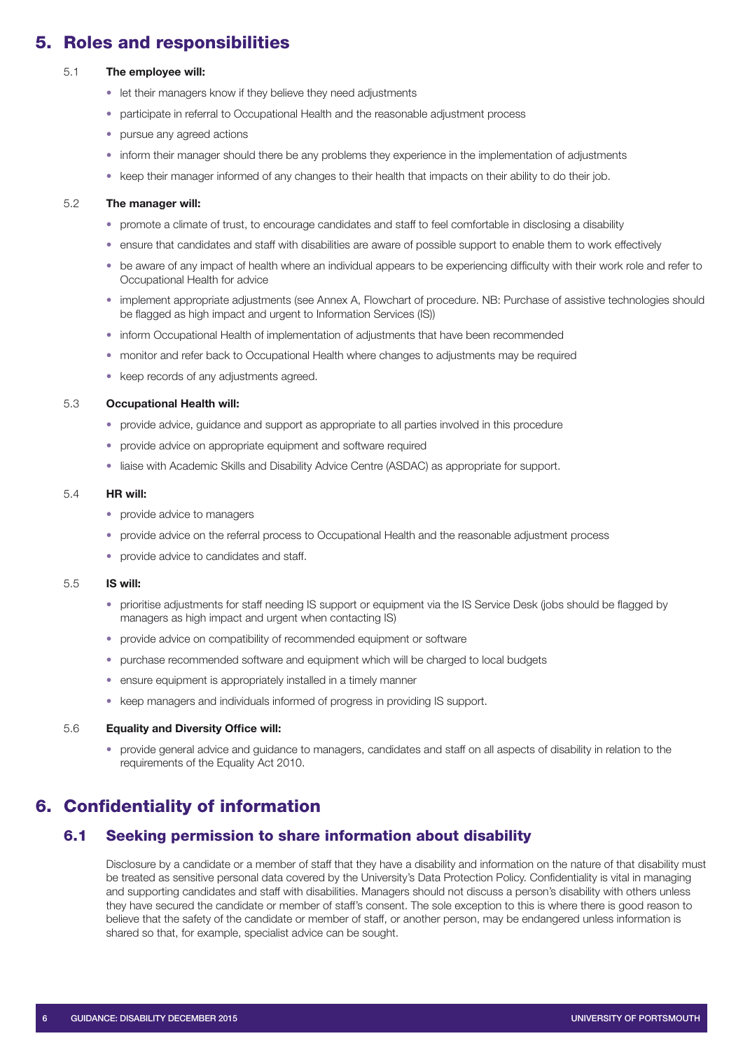## 5. Roles and responsibilities

5.1 **The employee will:**

- let their managers know if they believe they need adjustments
- participate in referral to Occupational Health and the reasonable adjustment process
- pursue any agreed actions
- inform their manager should there be any problems they experience in the implementation of adjustments
- keep their manager informed of any changes to their health that impacts on their ability to do their job.

5.2 **The manager will:**

- promote a climate of trust, to encourage candidates and staff to feel comfortable in disclosing a disability
- ensure that candidates and staff with disabilities are aware of possible support to enable them to work effectively
- be aware of any impact of health where an individual appears to be experiencing difficulty with their work role and refer to Occupational Health for advice
- implement appropriate adjustments (see Annex A, Flowchart of procedure. NB: Purchase of assistive technologies should be flagged as high impact and urgent to Information Services (IS))
- inform Occupational Health of implementation of adjustments that have been recommended
- monitor and refer back to Occupational Health where changes to adjustments may be required
- keep records of any adjustments agreed.

5.3 **Occupational Health will:**

- provide advice, guidance and support as appropriate to all parties involved in this procedure
- provide advice on appropriate equipment and software required
- liaise with Academic Skills and Disability Advice Centre (ASDAC) as appropriate for support.

5.4 **HR will:**

- provide advice to managers
- provide advice on the referral process to Occupational Health and the reasonable adjustment process
- provide advice to candidates and staff.

5.5 **IS will:**

- prioritise adjustments for staff needing IS support or equipment via the IS Service Desk (jobs should be flagged by managers as high impact and urgent when contacting IS)
- provide advice on compatibility of recommended equipment or software
- purchase recommended software and equipment which will be charged to local budgets
- ensure equipment is appropriately installed in a timely manner
- keep managers and individuals informed of progress in providing IS support.

5.6 **Equality and Diversity Office will:**

- provide general advice and guidance to managers, candidates and staff on all aspects of disability in relation to the requirements of the Equality Act 2010.

## 6. Confidentiality of information

### 6.1 Seeking permission to share information about disability

Disclosure by a candidate or a member of staff that they have a disability and information on the nature of that disability must be treated as sensitive personal data covered by the University's Data Protection Policy. Confidentiality is vital in managing and supporting candidates and staff with disabilities. Managers should not discuss a person's disability with others unless they have secured the candidate or member of staff's consent. The sole exception to this is where there is good reason to believe that the safety of the candidate or member of staff, or another person, may be endangered unless information is shared so that, for example, specialist advice can be sought.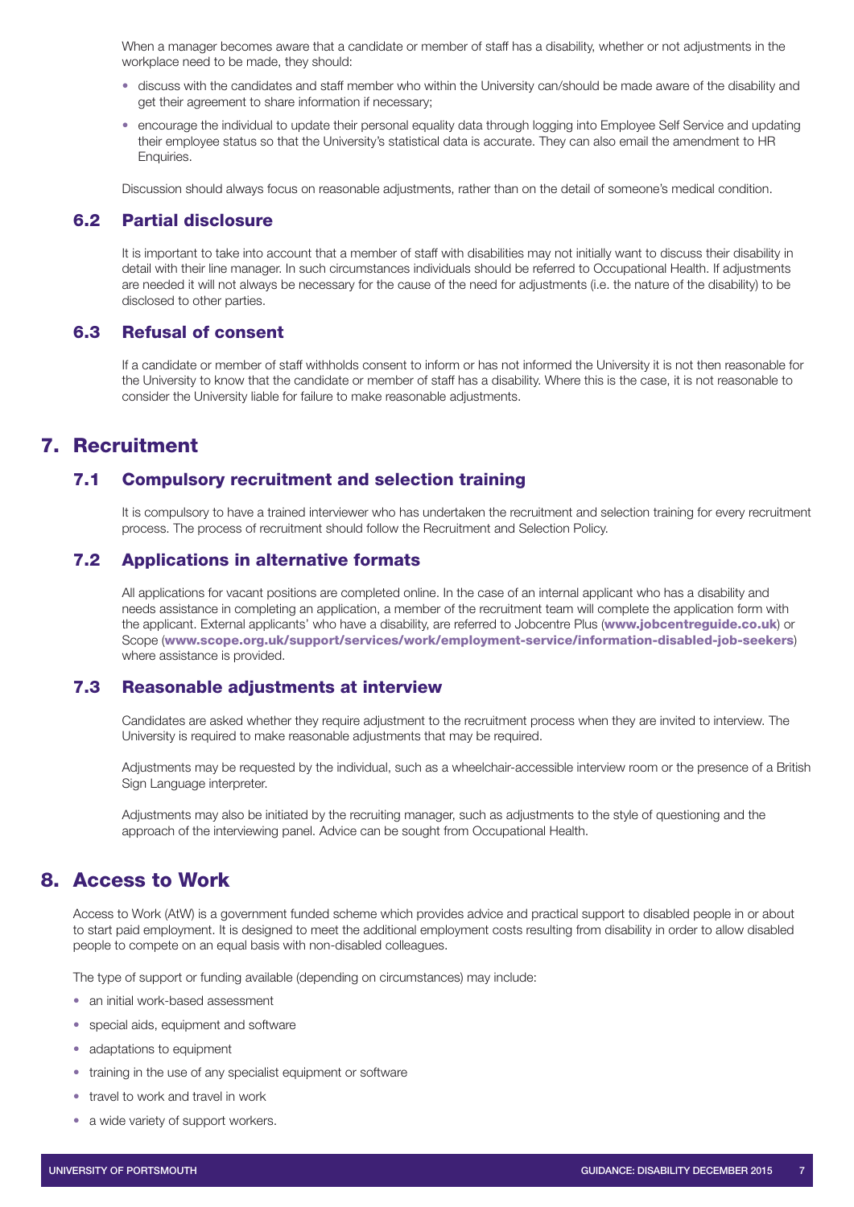When a manager becomes aware that a candidate or member of staff has a disability, whether or not adjustments in the workplace need to be made, they should:

- discuss with the candidates and staff member who within the University can/should be made aware of the disability and get their agreement to share information if necessary;
- encourage the individual to update their personal equality data through logging into Employee Self Service and updating their employee status so that the University's statistical data is accurate. They can also email the amendment to HR Enquiries.

Discussion should always focus on reasonable adjustments, rather than on the detail of someone's medical condition.

### 6.2 Partial disclosure

It is important to take into account that a member of staff with disabilities may not initially want to discuss their disability in detail with their line manager. In such circumstances individuals should be referred to Occupational Health. If adjustments are needed it will not always be necessary for the cause of the need for adjustments (i.e. the nature of the disability) to be disclosed to other parties.

### 6.3 Refusal of consent

If a candidate or member of staff withholds consent to inform or has not informed the University it is not then reasonable for the University to know that the candidate or member of staff has a disability. Where this is the case, it is not reasonable to consider the University liable for failure to make reasonable adjustments.

## 7. Recruitment

### 7.1 Compulsory recruitment and selection training

It is compulsory to have a trained interviewer who has undertaken the recruitment and selection training for every recruitment process. The process of recruitment should follow the Recruitment and Selection Policy.

### 7.2 Applications in alternative formats

All applications for vacant positions are completed online. In the case of an internal applicant who has a disability and needs assistance in completing an application, a member of the recruitment team will complete the application form with the applicant. External applicants' who have a disability, are referred to Jobcentre Plus (**www.jobcentreguide.co.uk**) or Scope (**www.scope.org.uk/support/services/work/employment-service/information-disabled-job-seekers**) where assistance is provided.

### 7.3 Reasonable adjustments at interview

Candidates are asked whether they require adjustment to the recruitment process when they are invited to interview. The University is required to make reasonable adjustments that may be required.

Adjustments may be requested by the individual, such as a wheelchair-accessible interview room or the presence of a British Sign Language interpreter.

Adjustments may also be initiated by the recruiting manager, such as adjustments to the style of questioning and the approach of the interviewing panel. Advice can be sought from Occupational Health.

## 8. Access to Work

Access to Work (AtW) is a government funded scheme which provides advice and practical support to disabled people in or about to start paid employment. It is designed to meet the additional employment costs resulting from disability in order to allow disabled people to compete on an equal basis with non-disabled colleagues.

The type of support or funding available (depending on circumstances) may include:

- an initial work-based assessment
- special aids, equipment and software
- adaptations to equipment
- training in the use of any specialist equipment or software
- travel to work and travel in work
- a wide variety of support workers.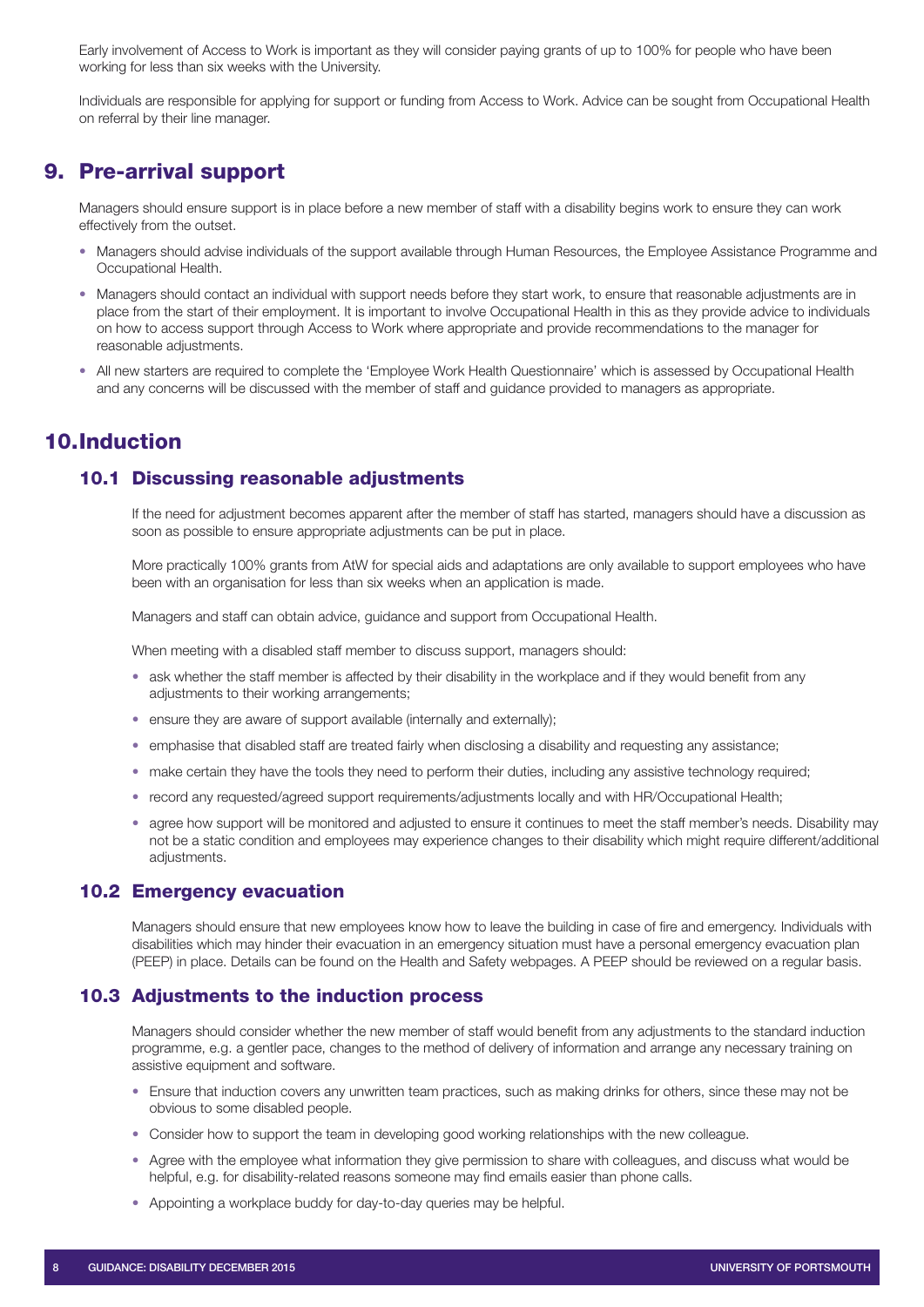Early involvement of Access to Work is important as they will consider paying grants of up to 100% for people who have been working for less than six weeks with the University.

Individuals are responsible for applying for support or funding from Access to Work. Advice can be sought from Occupational Health on referral by their line manager.

## 9. Pre-arrival support

Managers should ensure support is in place before a new member of staff with a disability begins work to ensure they can work effectively from the outset.

- Managers should advise individuals of the support available through Human Resources, the Employee Assistance Programme and Occupational Health.
- Managers should contact an individual with support needs before they start work, to ensure that reasonable adjustments are in place from the start of their employment. It is important to involve Occupational Health in this as they provide advice to individuals on how to access support through Access to Work where appropriate and provide recommendations to the manager for reasonable adjustments.
- All new starters are required to complete the 'Employee Work Health Questionnaire' which is assessed by Occupational Health and any concerns will be discussed with the member of staff and guidance provided to managers as appropriate.

## 10. Induction

### 10.1 Discussing reasonable adjustments

If the need for adjustment becomes apparent after the member of staff has started, managers should have a discussion as soon as possible to ensure appropriate adjustments can be put in place.

More practically 100% grants from AtW for special aids and adaptations are only available to support employees who have been with an organisation for less than six weeks when an application is made.

Managers and staff can obtain advice, guidance and support from Occupational Health.

When meeting with a disabled staff member to discuss support, managers should:

- ask whether the staff member is affected by their disability in the workplace and if they would benefit from any adjustments to their working arrangements;
- ensure they are aware of support available (internally and externally);
- emphasise that disabled staff are treated fairly when disclosing a disability and requesting any assistance;
- make certain they have the tools they need to perform their duties, including any assistive technology required;
- record any requested/agreed support requirements/adjustments locally and with HR/Occupational Health;
- agree how support will be monitored and adjusted to ensure it continues to meet the staff member's needs. Disability may not be a static condition and employees may experience changes to their disability which might require different/additional adjustments.

### 10.2 Emergency evacuation

Managers should ensure that new employees know how to leave the building in case of fire and emergency. Individuals with disabilities which may hinder their evacuation in an emergency situation must have a personal emergency evacuation plan (PEEP) in place. Details can be found on the Health and Safety webpages. A PEEP should be reviewed on a regular basis.

### 10.3 Adjustments to the induction process

Managers should consider whether the new member of staff would benefit from any adjustments to the standard induction programme, e.g. a gentler pace, changes to the method of delivery of information and arrange any necessary training on assistive equipment and software.

- Ensure that induction covers any unwritten team practices, such as making drinks for others, since these may not be obvious to some disabled people.
- Consider how to support the team in developing good working relationships with the new colleague.
- Agree with the employee what information they give permission to share with colleagues, and discuss what would be helpful, e.g. for disability-related reasons someone may find emails easier than phone calls.
- Appointing a workplace buddy for day-to-day queries may be helpful.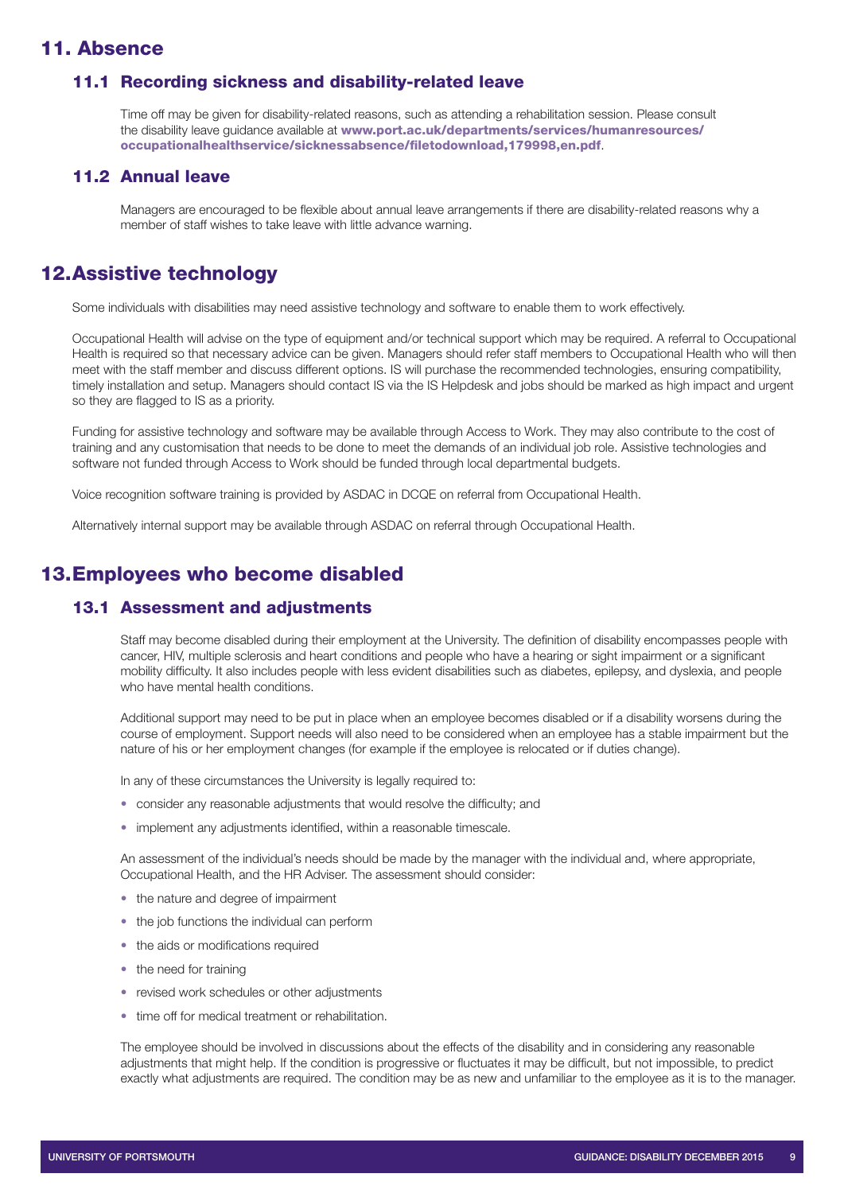## 11. Absence

### 11.1 Recording sickness and disability-related leave

Time off may be given for disability-related reasons, such as attending a rehabilitation session. Please consult the disability leave guidance available at **www.port.ac.uk/departments/services/humanresources/occupationalhealthservice/sicknessabsence/filetodownload,179998,en.pdf**.

### 11.2 Annual leave

Managers are encouraged to be flexible about annual leave arrangements if there are disability-related reasons why a member of staff wishes to take leave with little advance warning.

## 12. Assistive technology

Some individuals with disabilities may need assistive technology and software to enable them to work effectively.

Occupational Health will advise on the type of equipment and/or technical support which may be required. A referral to Occupational Health is required so that necessary advice can be given. Managers should refer staff members to Occupational Health who will then meet with the staff member and discuss different options. IS will purchase the recommended technologies, ensuring compatibility, timely installation and setup. Managers should contact IS via the IS Helpdesk and jobs should be marked as high impact and urgent so they are flagged to IS as a priority.

Funding for assistive technology and software may be available through Access to Work. They may also contribute to the cost of training and any customisation that needs to be done to meet the demands of an individual job role. Assistive technologies and software not funded through Access to Work should be funded through local departmental budgets.

Voice recognition software training is provided by ASDAC in DCQE on referral from Occupational Health.

Alternatively internal support may be available through ASDAC on referral through Occupational Health.

## 13. Employees who become disabled

### 13.1 Assessment and adjustments

Staff may become disabled during their employment at the University. The definition of disability encompasses people with cancer, HIV, multiple sclerosis and heart conditions and people who have a hearing or sight impairment or a significant mobility difficulty. It also includes people with less evident disabilities such as diabetes, epilepsy, and dyslexia, and people who have mental health conditions.

Additional support may need to be put in place when an employee becomes disabled or if a disability worsens during the course of employment. Support needs will also need to be considered when an employee has a stable impairment but the nature of his or her employment changes (for example if the employee is relocated or if duties change).

In any of these circumstances the University is legally required to:

- consider any reasonable adjustments that would resolve the difficulty; and
- implement any adjustments identified, within a reasonable timescale.

An assessment of the individual's needs should be made by the manager with the individual and, where appropriate, Occupational Health, and the HR Adviser. The assessment should consider:

- the nature and degree of impairment
- the job functions the individual can perform
- the aids or modifications required
- the need for training
- revised work schedules or other adjustments
- time off for medical treatment or rehabilitation.

The employee should be involved in discussions about the effects of the disability and in considering any reasonable adjustments that might help. If the condition is progressive or fluctuates it may be difficult, but not impossible, to predict exactly what adjustments are required. The condition may be as new and unfamiliar to the employee as it is to the manager.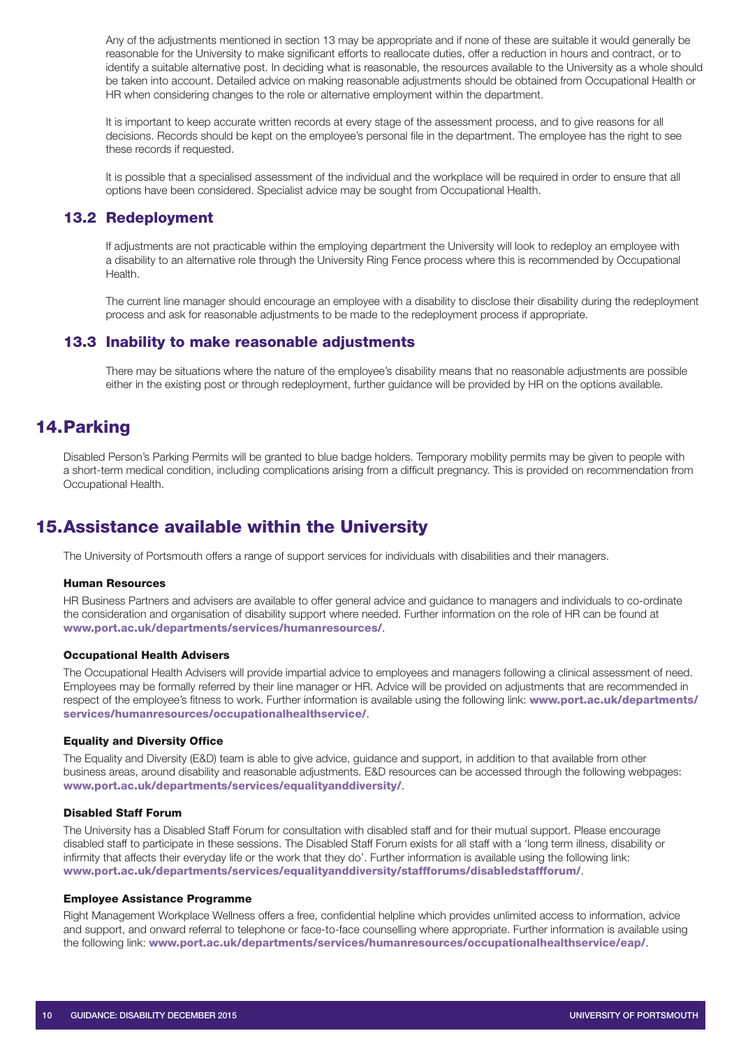Any of the adjustments mentioned in section 13 may be appropriate and if none of these are suitable it would generally be reasonable for the University to make significant efforts to reallocate duties, offer a reduction in hours and contract, or to identify a suitable alternative post. In deciding what is reasonable, the resources available to the University as a whole should be taken into account. Detailed advice on making reasonable adjustments should be obtained from Occupational Health or HR when considering changes to the role or alternative employment within the department.

It is important to keep accurate written records at every stage of the assessment process, and to give reasons for all decisions. Records should be kept on the employee's personal file in the department. The employee has the right to see these records if requested.

It is possible that a specialised assessment of the individual and the workplace will be required in order to ensure that all options have been considered. Specialist advice may be sought from Occupational Health.

### 13.2 Redeployment

If adjustments are not practicable within the employing department the University will look to redeploy an employee with a disability to an alternative role through the University Ring Fence process where this is recommended by Occupational Health.

The current line manager should encourage an employee with a disability to disclose their disability during the redeployment process and ask for reasonable adjustments to be made to the redeployment process if appropriate.

### 13.3 Inability to make reasonable adjustments

There may be situations where the nature of the employee's disability means that no reasonable adjustments are possible either in the existing post or through redeployment, further guidance will be provided by HR on the options available.

## 14. Parking

Disabled Person's Parking Permits will be granted to blue badge holders. Temporary mobility permits may be given to people with a short-term medical condition, including complications arising from a difficult pregnancy. This is provided on recommendation from Occupational Health.

## 15. Assistance available within the University

The University of Portsmouth offers a range of support services for individuals with disabilities and their managers.

#### Human Resources

HR Business Partners and advisers are available to offer general advice and guidance to managers and individuals to co-ordinate the consideration and organisation of disability support where needed. Further information on the role of HR can be found at **www.port.ac.uk/departments/services/humanresources/**.

#### Occupational Health Advisers

The Occupational Health Advisers will provide impartial advice to employees and managers following a clinical assessment of need. Employees may be formally referred by their line manager or HR. Advice will be provided on adjustments that are recommended in respect of the employee's fitness to work. Further information is available using the following link: **www.port.ac.uk/departments/services/humanresources/occupationalhealthservice/**.

#### Equality and Diversity Office

The Equality and Diversity (E&D) team is able to give advice, guidance and support, in addition to that available from other business areas, around disability and reasonable adjustments. E&D resources can be accessed through the following webpages: **www.port.ac.uk/departments/services/equalityanddiversity/**.

#### Disabled Staff Forum

The University has a Disabled Staff Forum for consultation with disabled staff and for their mutual support. Please encourage disabled staff to participate in these sessions. The Disabled Staff Forum exists for all staff with a 'long term illness, disability or infirmity that affects their everyday life or the work that they do'. Further information is available using the following link: **www.port.ac.uk/departments/services/equalityanddiversity/staffforums/disabledstaffforum/**.

#### Employee Assistance Programme

Right Management Workplace Wellness offers a free, confidential helpline which provides unlimited access to information, advice and support, and onward referral to telephone or face-to-face counselling where appropriate. Further information is available using the following link: **www.port.ac.uk/departments/services/humanresources/occupationalhealthservice/eap/**.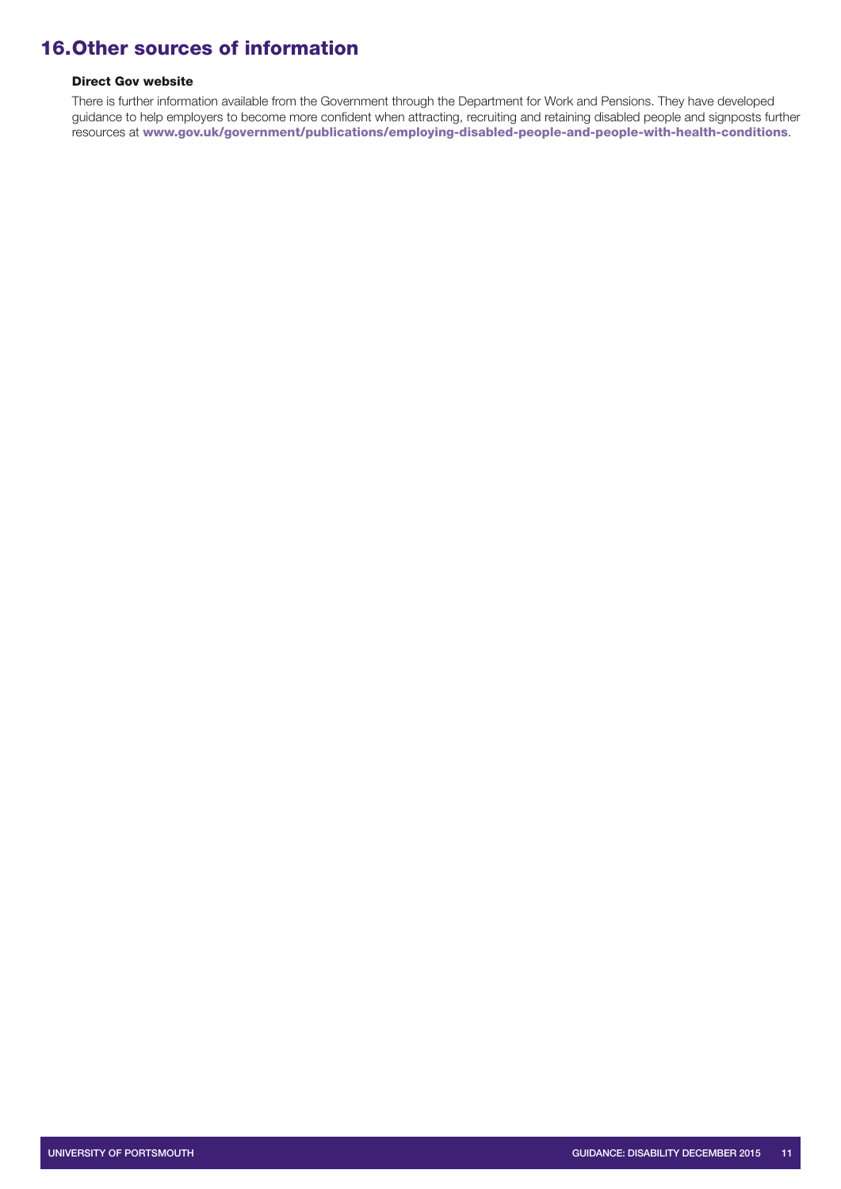## 16. Other sources of information

### Direct Gov website

There is further information available from the Government through the Department for Work and Pensions. They have developed guidance to help employers to become more confident when attracting, recruiting and retaining disabled people and signposts further resources at **www.gov.uk/government/publications/employing-disabled-people-and-people-with-health-conditions**.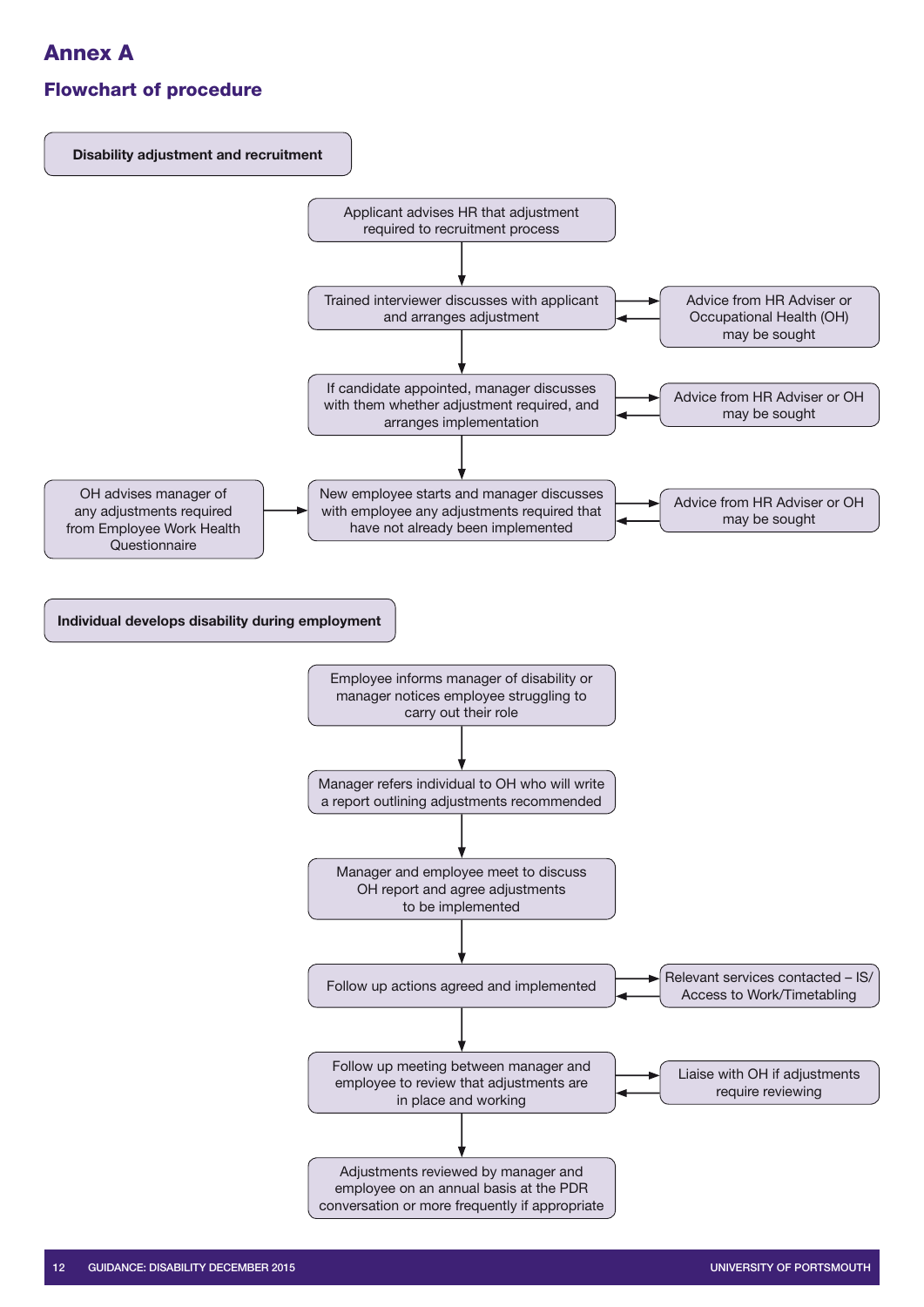# Annex A

## Flowchart of procedure

**Disability adjustment and recruitment**

Applicant advises HR that adjustment required to recruitment process

↓

Trained interviewer discusses with applicant and arranges adjustment ⇄ Advice from HR Adviser or Occupational Health (OH) may be sought

↓

If candidate appointed, manager discusses with them whether adjustment required, and arranges implementation ⇄ Advice from HR Adviser or OH may be sought

↓

OH advises manager of any adjustments required from Employee Work Health Questionnaire → New employee starts and manager discusses with employee any adjustments required that have not already been implemented ⇄ Advice from HR Adviser or OH may be sought

**Individual develops disability during employment**

Employee informs manager of disability or manager notices employee struggling to carry out their role

↓

Manager refers individual to OH who will write a report outlining adjustments recommended

↓

Manager and employee meet to discuss OH report and agree adjustments to be implemented

↓

Follow up actions agreed and implemented ⇄ Relevant services contacted – IS/ Access to Work/Timetabling

↓

Follow up meeting between manager and employee to review that adjustments are in place and working ⇄ Liaise with OH if adjustments require reviewing

↓

Adjustments reviewed by manager and employee on an annual basis at the PDR conversation or more frequently if appropriate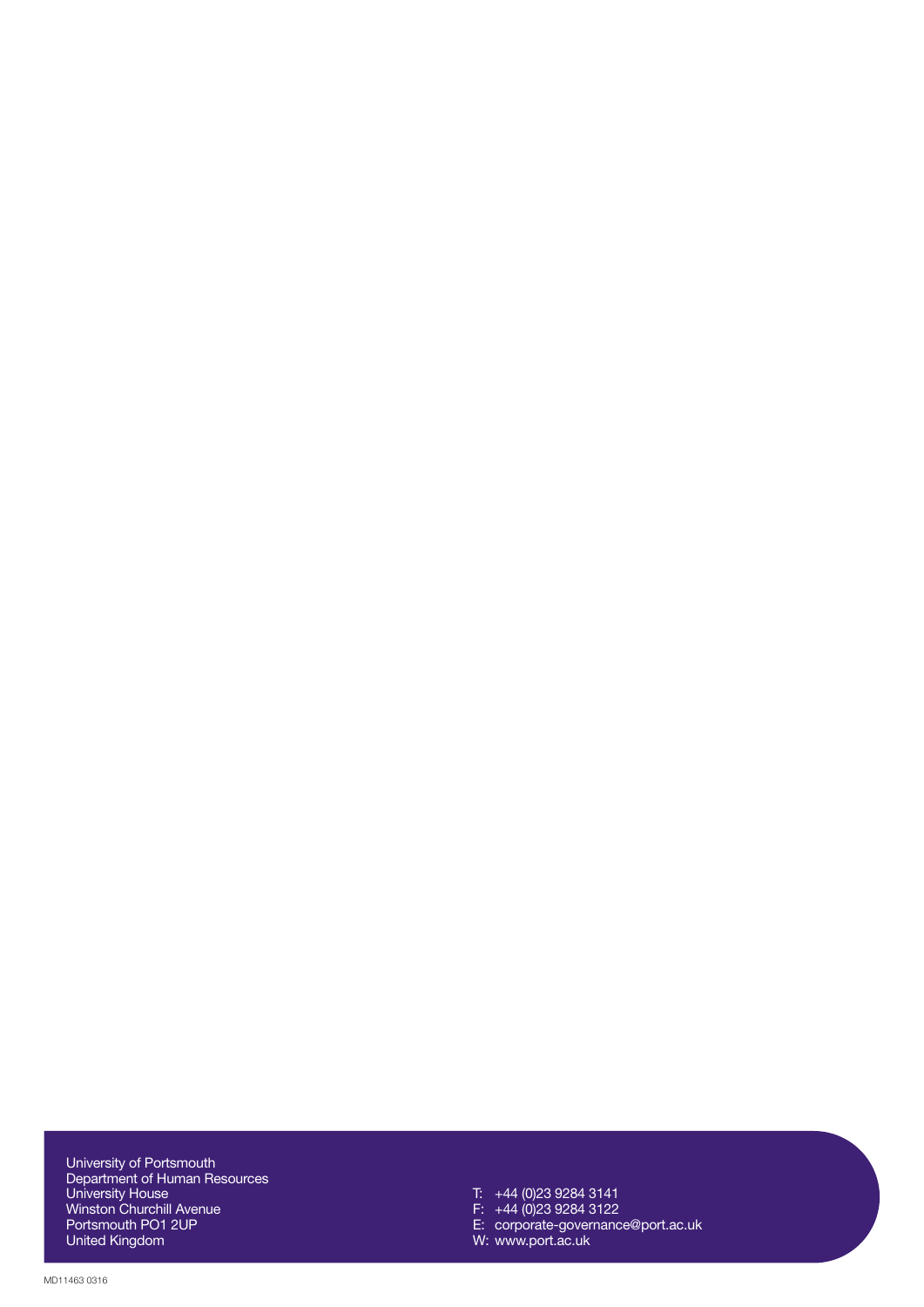University of Portsmouth
Department of Human Resources
University House
Winston Churchill Avenue
Portsmouth PO1 2UP
United Kingdom

T: +44 (0)23 9284 3141
F: +44 (0)23 9284 3122
E: corporate-governance@port.ac.uk
W: www.port.ac.uk

MD11463 0316